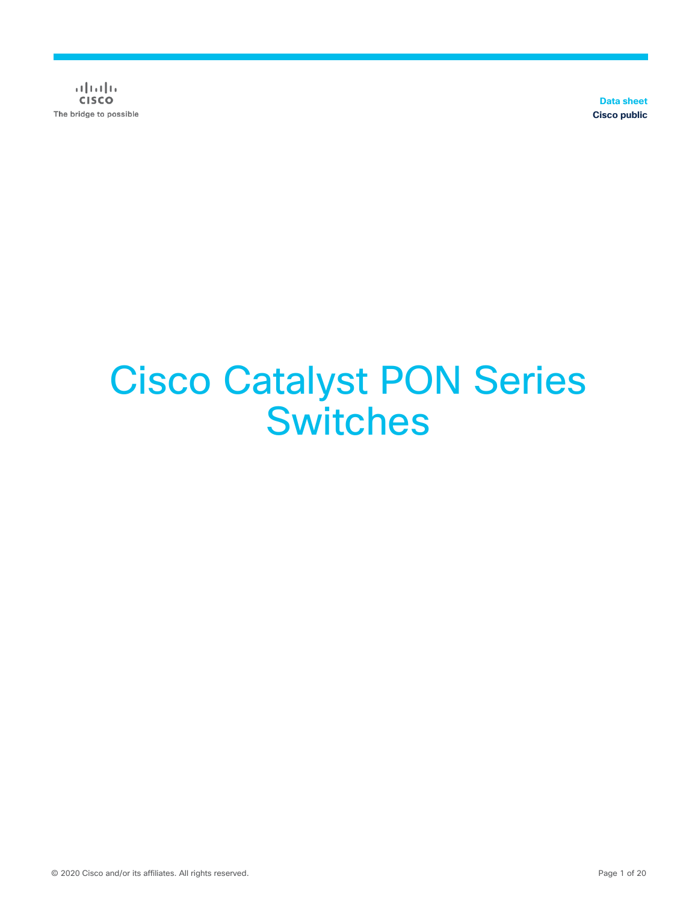Data sheet
Cisco public

# Cisco Catalyst PON Series Switches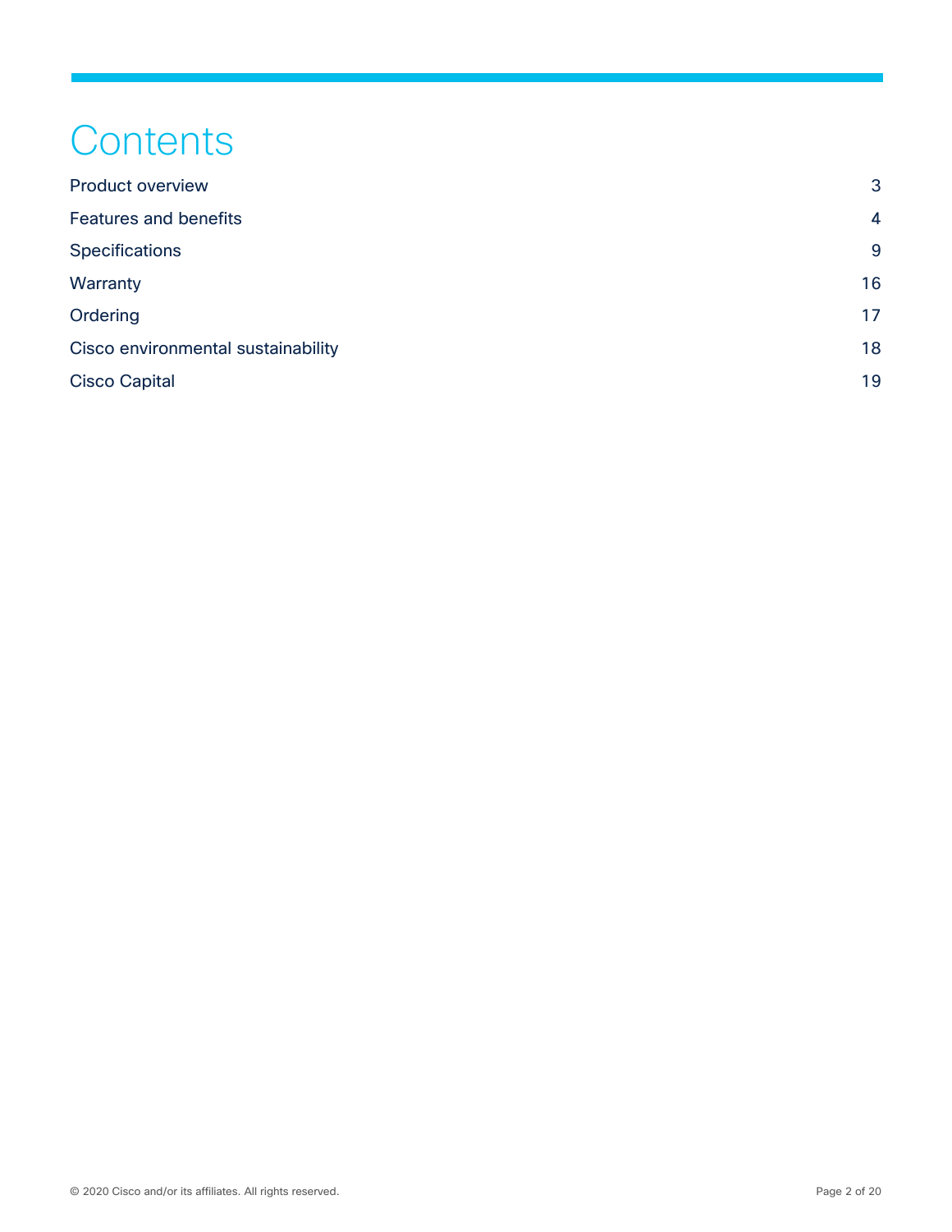# Contents

| | |
|---|---|
| Product overview | 3 |
| Features and benefits | 4 |
| Specifications | 9 |
| Warranty | 16 |
| Ordering | 17 |
| Cisco environmental sustainability | 18 |
| Cisco Capital | 19 |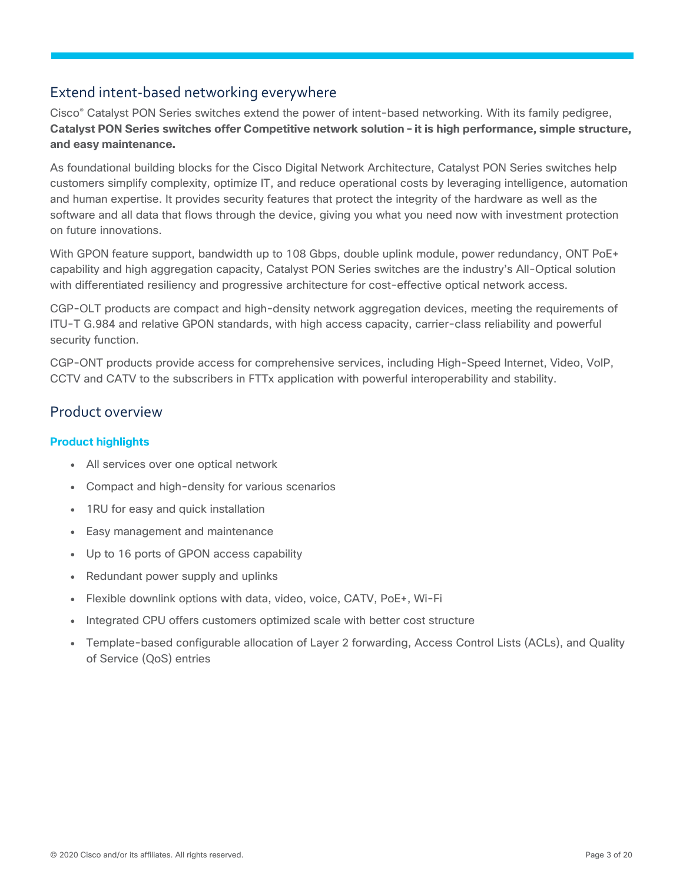## Extend intent-based networking everywhere

Cisco® Catalyst PON Series switches extend the power of intent-based networking. With its family pedigree, **Catalyst PON Series switches offer Competitive network solution - it is high performance, simple structure, and easy maintenance.**

As foundational building blocks for the Cisco Digital Network Architecture, Catalyst PON Series switches help customers simplify complexity, optimize IT, and reduce operational costs by leveraging intelligence, automation and human expertise. It provides security features that protect the integrity of the hardware as well as the software and all data that flows through the device, giving you what you need now with investment protection on future innovations.

With GPON feature support, bandwidth up to 108 Gbps, double uplink module, power redundancy, ONT PoE+ capability and high aggregation capacity, Catalyst PON Series switches are the industry's All-Optical solution with differentiated resiliency and progressive architecture for cost-effective optical network access.

CGP-OLT products are compact and high-density network aggregation devices, meeting the requirements of ITU-T G.984 and relative GPON standards, with high access capacity, carrier-class reliability and powerful security function.

CGP-ONT products provide access for comprehensive services, including High-Speed Internet, Video, VoIP, CCTV and CATV to the subscribers in FTTx application with powerful interoperability and stability.

## Product overview

### Product highlights

- All services over one optical network
- Compact and high-density for various scenarios
- 1RU for easy and quick installation
- Easy management and maintenance
- Up to 16 ports of GPON access capability
- Redundant power supply and uplinks
- Flexible downlink options with data, video, voice, CATV, PoE+, Wi-Fi
- Integrated CPU offers customers optimized scale with better cost structure
- Template-based configurable allocation of Layer 2 forwarding, Access Control Lists (ACLs), and Quality of Service (QoS) entries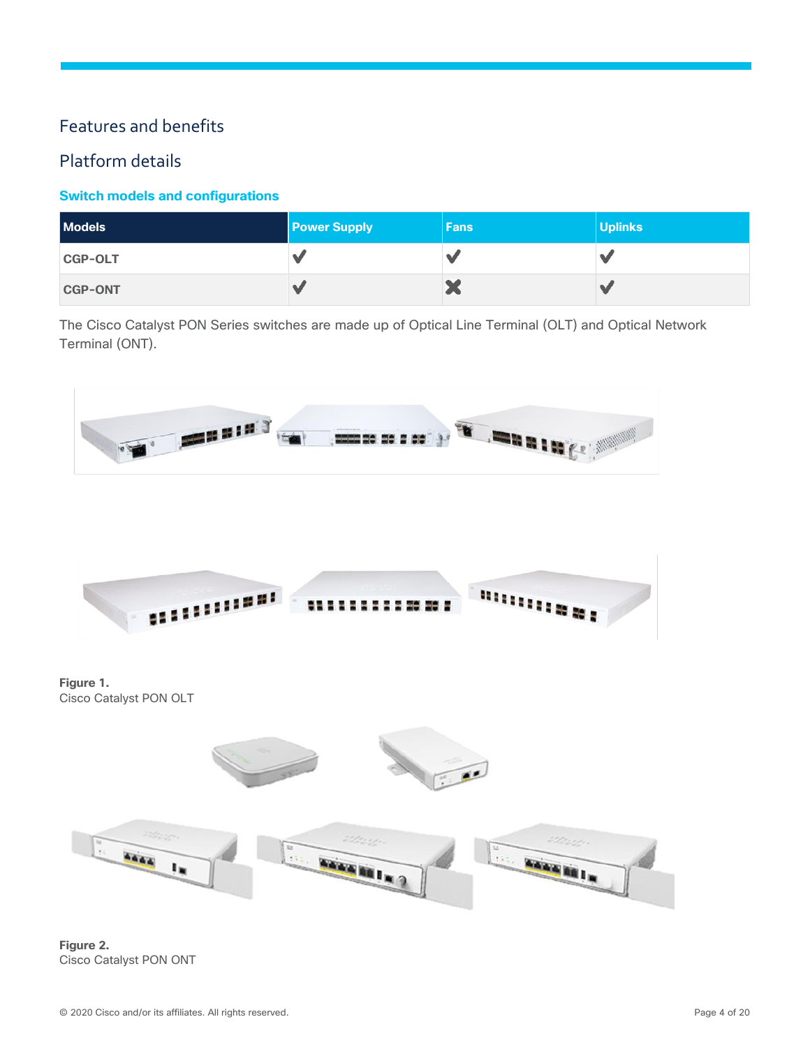## Features and benefits

## Platform details

### Switch models and configurations

| Models | Power Supply | Fans | Uplinks |
| --- | --- | --- | --- |
| CGP-OLT | ✔ | ✔ | ✔ |
| CGP-ONT | ✔ | ✖ | ✔ |

The Cisco Catalyst PON Series switches are made up of Optical Line Terminal (OLT) and Optical Network Terminal (ONT).

**Figure 1.**
Cisco Catalyst PON OLT

**Figure 2.**
Cisco Catalyst PON ONT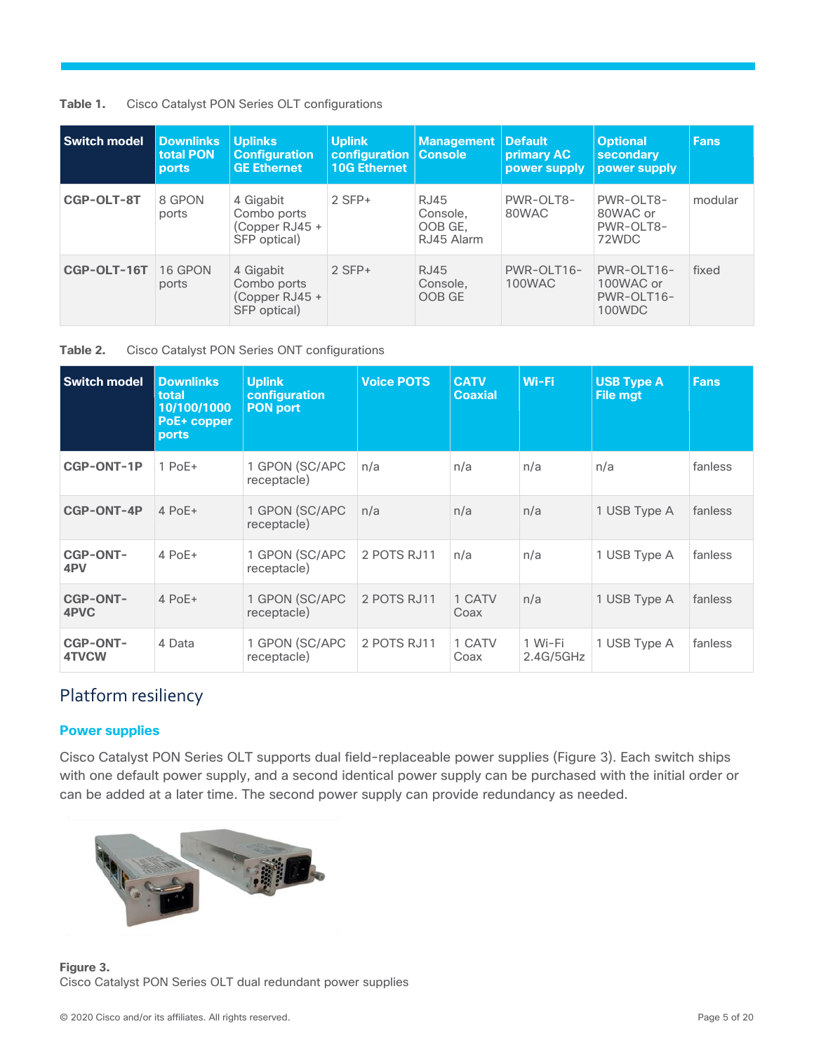**Table 1.** Cisco Catalyst PON Series OLT configurations

| Switch model | Downlinks total PON ports | Uplinks Configuration GE Ethernet | Uplink configuration 10G Ethernet | Management Console | Default primary AC power supply | Optional secondary power supply | Fans |
|---|---|---|---|---|---|---|---|
| **CGP-OLT-8T** | 8 GPON ports | 4 Gigabit Combo ports (Copper RJ45 + SFP optical) | 2 SFP+ | RJ45 Console, OOB GE, RJ45 Alarm | PWR-OLT8-80WAC | PWR-OLT8-80WAC or PWR-OLT8-72WDC | modular |
| **CGP-OLT-16T** | 16 GPON ports | 4 Gigabit Combo ports (Copper RJ45 + SFP optical) | 2 SFP+ | RJ45 Console, OOB GE | PWR-OLT16-100WAC | PWR-OLT16-100WAC or PWR-OLT16-100WDC | fixed |

**Table 2.** Cisco Catalyst PON Series ONT configurations

| Switch model | Downlinks total 10/100/1000 PoE+ copper ports | Uplink configuration PON port | Voice POTS | CATV Coaxial | Wi-Fi | USB Type A File mgt | Fans |
|---|---|---|---|---|---|---|---|
| **CGP-ONT-1P** | 1 PoE+ | 1 GPON (SC/APC receptacle) | n/a | n/a | n/a | n/a | fanless |
| **CGP-ONT-4P** | 4 PoE+ | 1 GPON (SC/APC receptacle) | n/a | n/a | n/a | 1 USB Type A | fanless |
| **CGP-ONT-4PV** | 4 PoE+ | 1 GPON (SC/APC receptacle) | 2 POTS RJ11 | n/a | n/a | 1 USB Type A | fanless |
| **CGP-ONT-4PVC** | 4 PoE+ | 1 GPON (SC/APC receptacle) | 2 POTS RJ11 | 1 CATV Coax | n/a | 1 USB Type A | fanless |
| **CGP-ONT-4TVCW** | 4 Data | 1 GPON (SC/APC receptacle) | 2 POTS RJ11 | 1 CATV Coax | 1 Wi-Fi 2.4G/5GHz | 1 USB Type A | fanless |

## Platform resiliency

### Power supplies

Cisco Catalyst PON Series OLT supports dual field-replaceable power supplies (Figure 3). Each switch ships with one default power supply, and a second identical power supply can be purchased with the initial order or can be added at a later time. The second power supply can provide redundancy as needed.

**Figure 3.**
Cisco Catalyst PON Series OLT dual redundant power supplies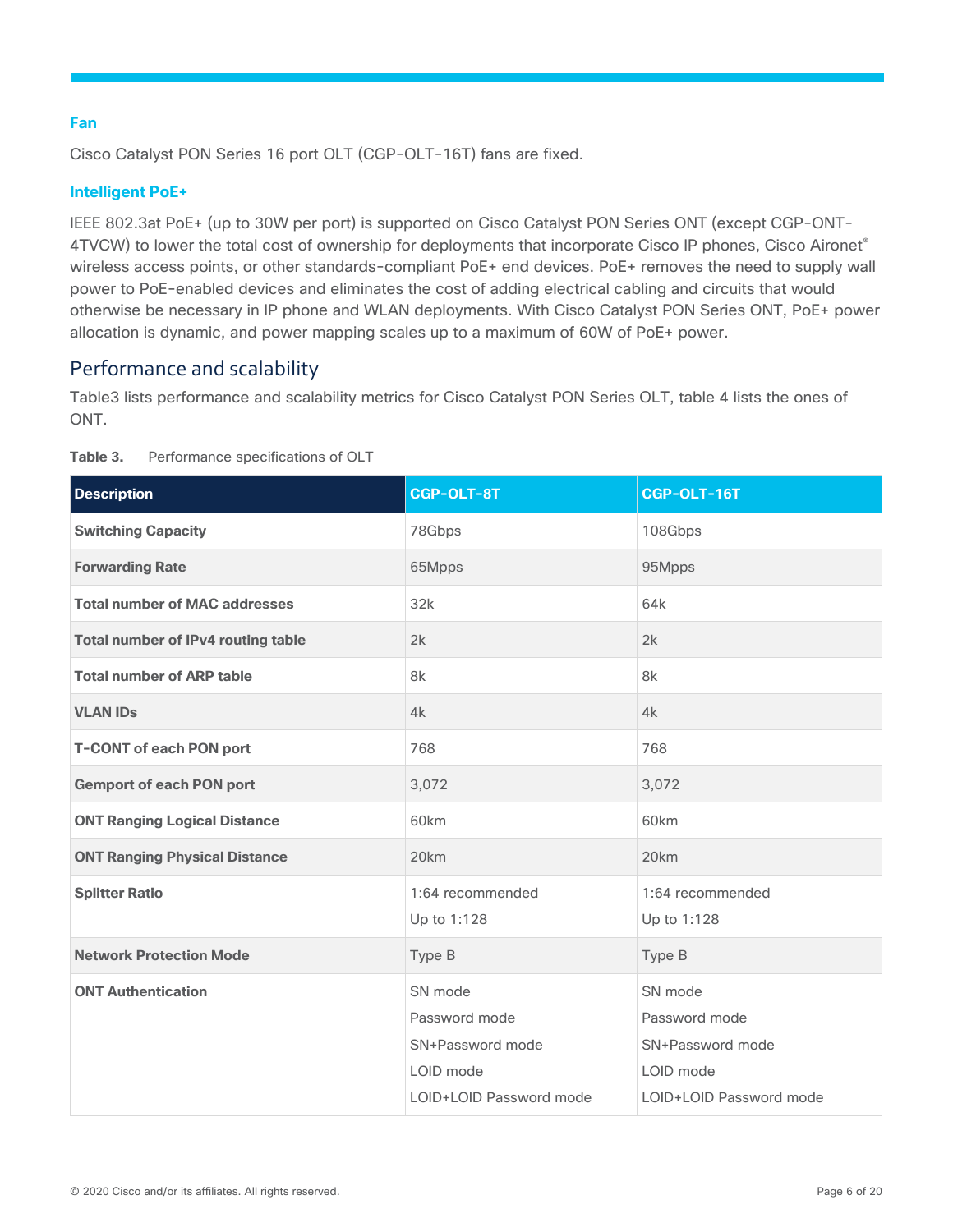### Fan

Cisco Catalyst PON Series 16 port OLT (CGP-OLT-16T) fans are fixed.

### Intelligent PoE+

IEEE 802.3at PoE+ (up to 30W per port) is supported on Cisco Catalyst PON Series ONT (except CGP-ONT-4TVCW) to lower the total cost of ownership for deployments that incorporate Cisco IP phones, Cisco Aironet® wireless access points, or other standards-compliant PoE+ end devices. PoE+ removes the need to supply wall power to PoE-enabled devices and eliminates the cost of adding electrical cabling and circuits that would otherwise be necessary in IP phone and WLAN deployments. With Cisco Catalyst PON Series ONT, PoE+ power allocation is dynamic, and power mapping scales up to a maximum of 60W of PoE+ power.

## Performance and scalability

Table3 lists performance and scalability metrics for Cisco Catalyst PON Series OLT, table 4 lists the ones of ONT.

**Table 3.** Performance specifications of OLT

| Description | CGP-OLT-8T | CGP-OLT-16T |
|---|---|---|
| **Switching Capacity** | 78Gbps | 108Gbps |
| **Forwarding Rate** | 65Mpps | 95Mpps |
| **Total number of MAC addresses** | 32k | 64k |
| **Total number of IPv4 routing table** | 2k | 2k |
| **Total number of ARP table** | 8k | 8k |
| **VLAN IDs** | 4k | 4k |
| **T-CONT of each PON port** | 768 | 768 |
| **Gemport of each PON port** | 3,072 | 3,072 |
| **ONT Ranging Logical Distance** | 60km | 60km |
| **ONT Ranging Physical Distance** | 20km | 20km |
| **Splitter Ratio** | 1:64 recommended<br>Up to 1:128 | 1:64 recommended<br>Up to 1:128 |
| **Network Protection Mode** | Type B | Type B |
| **ONT Authentication** | SN mode<br>Password mode<br>SN+Password mode<br>LOID mode<br>LOID+LOID Password mode | SN mode<br>Password mode<br>SN+Password mode<br>LOID mode<br>LOID+LOID Password mode |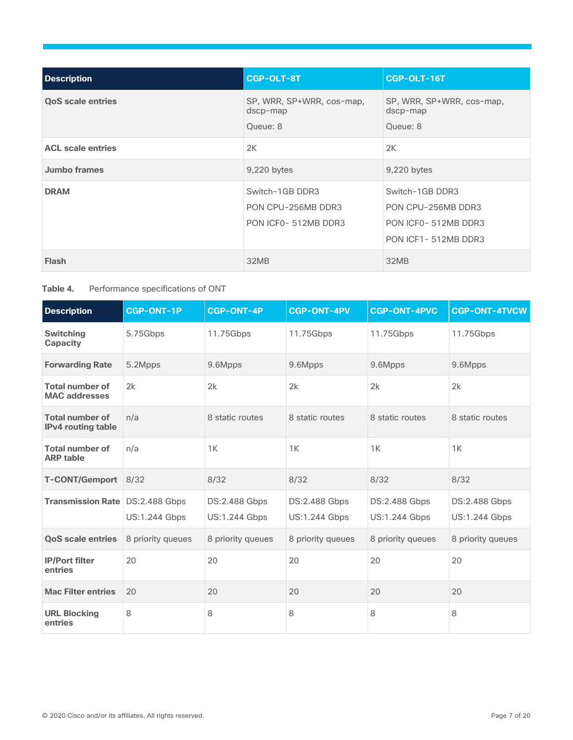| Description | CGP-OLT-8T | CGP-OLT-16T |
| --- | --- | --- |
| **QoS scale entries** | SP, WRR, SP+WRR, cos-map, dscp-map<br>Queue: 8 | SP, WRR, SP+WRR, cos-map, dscp-map<br>Queue: 8 |
| **ACL scale entries** | 2K | 2K |
| **Jumbo frames** | 9,220 bytes | 9,220 bytes |
| **DRAM** | Switch-1GB DDR3<br>PON CPU-256MB DDR3<br>PON ICF0- 512MB DDR3 | Switch-1GB DDR3<br>PON CPU-256MB DDR3<br>PON ICF0- 512MB DDR3<br>PON ICF1- 512MB DDR3 |
| **Flash** | 32MB | 32MB |

**Table 4.** Performance specifications of ONT

| Description | CGP-ONT-1P | CGP-ONT-4P | CGP-ONT-4PV | CGP-ONT-4PVC | CGP-ONT-4TVCW |
| --- | --- | --- | --- | --- | --- |
| **Switching Capacity** | 5.75Gbps | 11.75Gbps | 11.75Gbps | 11.75Gbps | 11.75Gbps |
| **Forwarding Rate** | 5.2Mpps | 9.6Mpps | 9.6Mpps | 9.6Mpps | 9.6Mpps |
| **Total number of MAC addresses** | 2k | 2k | 2k | 2k | 2k |
| **Total number of IPv4 routing table** | n/a | 8 static routes | 8 static routes | 8 static routes | 8 static routes |
| **Total number of ARP table** | n/a | 1K | 1K | 1K | 1K |
| **T-CONT/Gemport** | 8/32 | 8/32 | 8/32 | 8/32 | 8/32 |
| **Transmission Rate** | DS:2.488 Gbps<br>US:1.244 Gbps | DS:2.488 Gbps<br>US:1.244 Gbps | DS:2.488 Gbps<br>US:1.244 Gbps | DS:2.488 Gbps<br>US:1.244 Gbps | DS:2.488 Gbps<br>US:1.244 Gbps |
| **QoS scale entries** | 8 priority queues | 8 priority queues | 8 priority queues | 8 priority queues | 8 priority queues |
| **IP/Port filter entries** | 20 | 20 | 20 | 20 | 20 |
| **Mac Filter entries** | 20 | 20 | 20 | 20 | 20 |
| **URL Blocking entries** | 8 | 8 | 8 | 8 | 8 |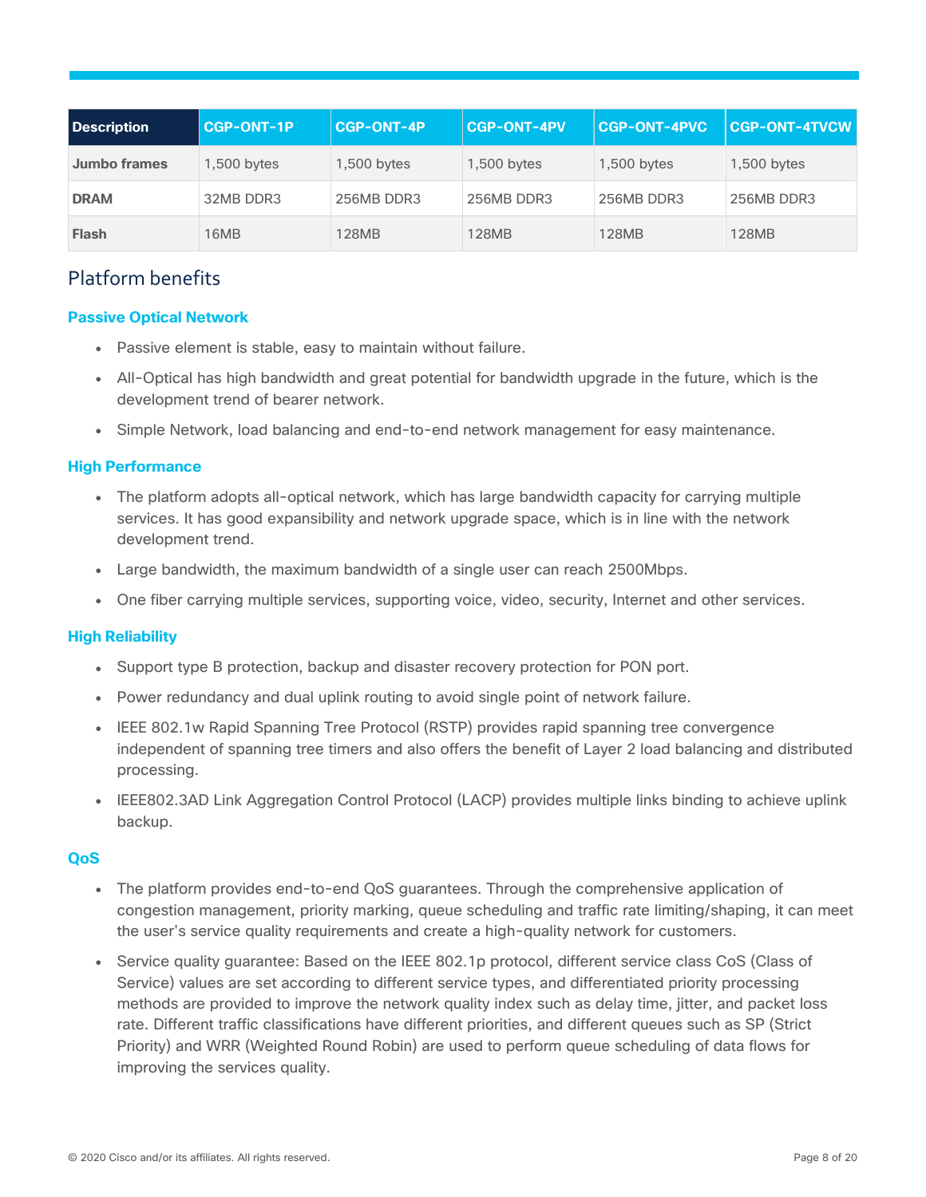| Description | CGP-ONT-1P | CGP-ONT-4P | CGP-ONT-4PV | CGP-ONT-4PVC | CGP-ONT-4TVCW |
| --- | --- | --- | --- | --- | --- |
| **Jumbo frames** | 1,500 bytes | 1,500 bytes | 1,500 bytes | 1,500 bytes | 1,500 bytes |
| **DRAM** | 32MB DDR3 | 256MB DDR3 | 256MB DDR3 | 256MB DDR3 | 256MB DDR3 |
| **Flash** | 16MB | 128MB | 128MB | 128MB | 128MB |

## Platform benefits

### Passive Optical Network

- Passive element is stable, easy to maintain without failure.
- All-Optical has high bandwidth and great potential for bandwidth upgrade in the future, which is the development trend of bearer network.
- Simple Network, load balancing and end-to-end network management for easy maintenance.

### High Performance

- The platform adopts all-optical network, which has large bandwidth capacity for carrying multiple services. It has good expansibility and network upgrade space, which is in line with the network development trend.
- Large bandwidth, the maximum bandwidth of a single user can reach 2500Mbps.
- One fiber carrying multiple services, supporting voice, video, security, Internet and other services.

### High Reliability

- Support type B protection, backup and disaster recovery protection for PON port.
- Power redundancy and dual uplink routing to avoid single point of network failure.
- IEEE 802.1w Rapid Spanning Tree Protocol (RSTP) provides rapid spanning tree convergence independent of spanning tree timers and also offers the benefit of Layer 2 load balancing and distributed processing.
- IEEE802.3AD Link Aggregation Control Protocol (LACP) provides multiple links binding to achieve uplink backup.

### QoS

- The platform provides end-to-end QoS guarantees. Through the comprehensive application of congestion management, priority marking, queue scheduling and traffic rate limiting/shaping, it can meet the user's service quality requirements and create a high-quality network for customers.
- Service quality guarantee: Based on the IEEE 802.1p protocol, different service class CoS (Class of Service) values are set according to different service types, and differentiated priority processing methods are provided to improve the network quality index such as delay time, jitter, and packet loss rate. Different traffic classifications have different priorities, and different queues such as SP (Strict Priority) and WRR (Weighted Round Robin) are used to perform queue scheduling of data flows for improving the services quality.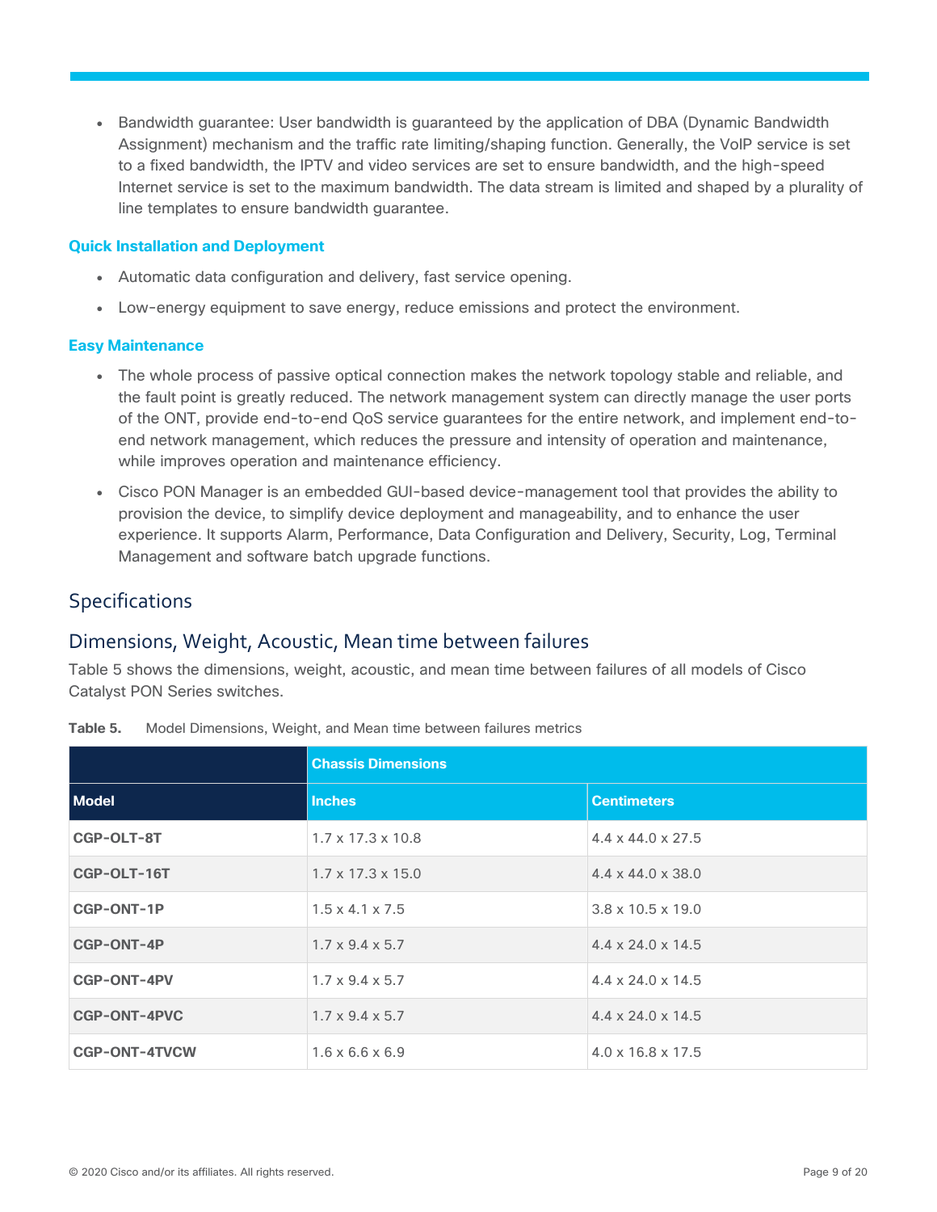- Bandwidth guarantee: User bandwidth is guaranteed by the application of DBA (Dynamic Bandwidth Assignment) mechanism and the traffic rate limiting/shaping function. Generally, the VoIP service is set to a fixed bandwidth, the IPTV and video services are set to ensure bandwidth, and the high-speed Internet service is set to the maximum bandwidth. The data stream is limited and shaped by a plurality of line templates to ensure bandwidth guarantee.

### Quick Installation and Deployment

- Automatic data configuration and delivery, fast service opening.
- Low-energy equipment to save energy, reduce emissions and protect the environment.

### Easy Maintenance

- The whole process of passive optical connection makes the network topology stable and reliable, and the fault point is greatly reduced. The network management system can directly manage the user ports of the ONT, provide end-to-end QoS service guarantees for the entire network, and implement end-to-end network management, which reduces the pressure and intensity of operation and maintenance, while improves operation and maintenance efficiency.
- Cisco PON Manager is an embedded GUI-based device-management tool that provides the ability to provision the device, to simplify device deployment and manageability, and to enhance the user experience. It supports Alarm, Performance, Data Configuration and Delivery, Security, Log, Terminal Management and software batch upgrade functions.

## Specifications

## Dimensions, Weight, Acoustic, Mean time between failures

Table 5 shows the dimensions, weight, acoustic, and mean time between failures of all models of Cisco Catalyst PON Series switches.

**Table 5.** Model Dimensions, Weight, and Mean time between failures metrics

| | **Chassis Dimensions** | |
|---|---|---|
| **Model** | **Inches** | **Centimeters** |
| **CGP-OLT-8T** | 1.7 x 17.3 x 10.8 | 4.4 x 44.0 x 27.5 |
| **CGP-OLT-16T** | 1.7 x 17.3 x 15.0 | 4.4 x 44.0 x 38.0 |
| **CGP-ONT-1P** | 1.5 x 4.1 x 7.5 | 3.8 x 10.5 x 19.0 |
| **CGP-ONT-4P** | 1.7 x 9.4 x 5.7 | 4.4 x 24.0 x 14.5 |
| **CGP-ONT-4PV** | 1.7 x 9.4 x 5.7 | 4.4 x 24.0 x 14.5 |
| **CGP-ONT-4PVC** | 1.7 x 9.4 x 5.7 | 4.4 x 24.0 x 14.5 |
| **CGP-ONT-4TVCW** | 1.6 x 6.6 x 6.9 | 4.0 x 16.8 x 17.5 |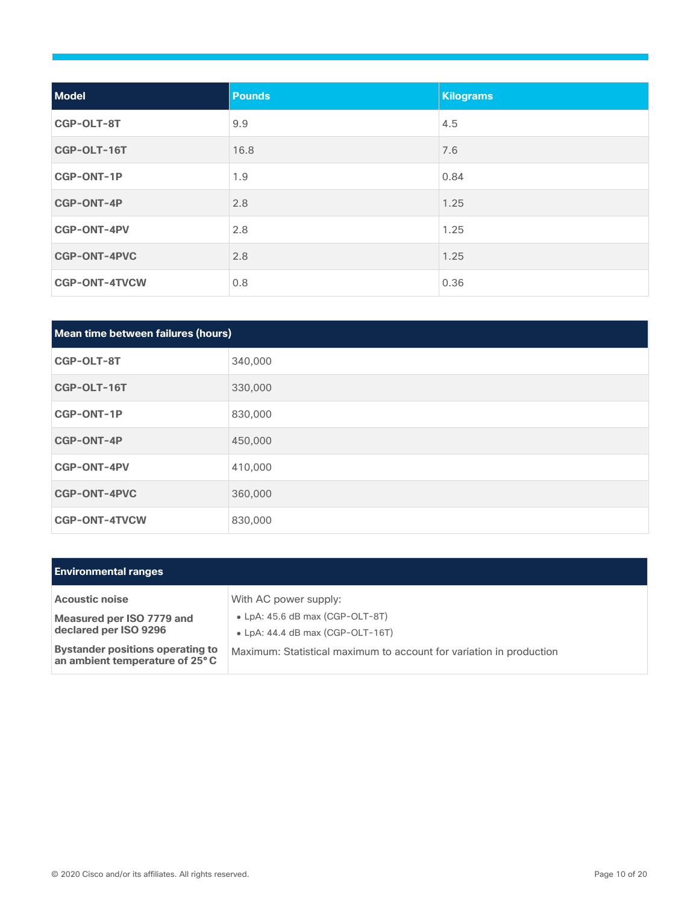| Model | Pounds | Kilograms |
| --- | --- | --- |
| **CGP-OLT-8T** | 9.9 | 4.5 |
| **CGP-OLT-16T** | 16.8 | 7.6 |
| **CGP-ONT-1P** | 1.9 | 0.84 |
| **CGP-ONT-4P** | 2.8 | 1.25 |
| **CGP-ONT-4PV** | 2.8 | 1.25 |
| **CGP-ONT-4PVC** | 2.8 | 1.25 |
| **CGP-ONT-4TVCW** | 0.8 | 0.36 |

| Mean time between failures (hours) | |
| --- | --- |
| **CGP-OLT-8T** | 340,000 |
| **CGP-OLT-16T** | 330,000 |
| **CGP-ONT-1P** | 830,000 |
| **CGP-ONT-4P** | 450,000 |
| **CGP-ONT-4PV** | 410,000 |
| **CGP-ONT-4PVC** | 360,000 |
| **CGP-ONT-4TVCW** | 830,000 |

| Environmental ranges | |
| --- | --- |
| **Acoustic noise**<br>**Measured per ISO 7779 and declared per ISO 9296**<br>**Bystander positions operating to an ambient temperature of 25° C** | With AC power supply:<br>• LpA: 45.6 dB max (CGP-OLT-8T)<br>• LpA: 44.4 dB max (CGP-OLT-16T)<br>Maximum: Statistical maximum to account for variation in production |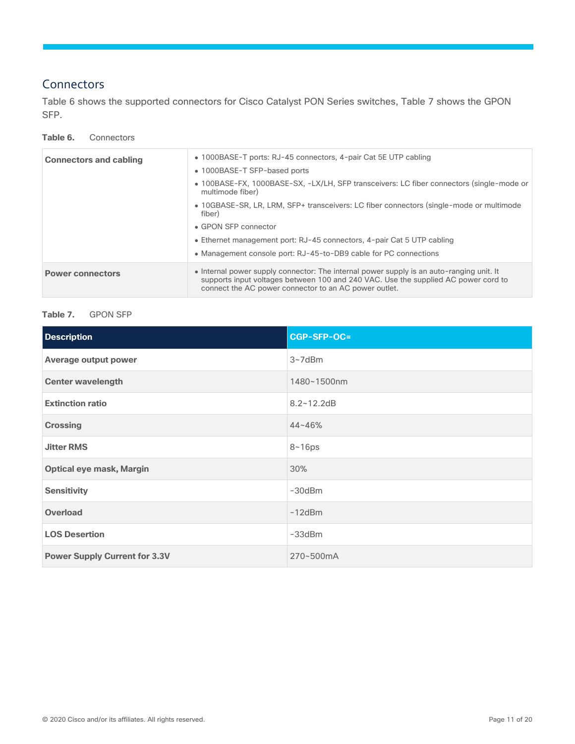## Connectors

Table 6 shows the supported connectors for Cisco Catalyst PON Series switches, Table 7 shows the GPON SFP.

**Table 6.** Connectors

| | |
|---|---|
| **Connectors and cabling** | • 1000BASE-T ports: RJ-45 connectors, 4-pair Cat 5E UTP cabling<br>• 1000BASE-T SFP-based ports<br>• 100BASE-FX, 1000BASE-SX, -LX/LH, SFP transceivers: LC fiber connectors (single-mode or multimode fiber)<br>• 10GBASE-SR, LR, LRM, SFP+ transceivers: LC fiber connectors (single-mode or multimode fiber)<br>• GPON SFP connector<br>• Ethernet management port: RJ-45 connectors, 4-pair Cat 5 UTP cabling<br>• Management console port: RJ-45-to-DB9 cable for PC connections |
| **Power connectors** | • Internal power supply connector: The internal power supply is an auto-ranging unit. It supports input voltages between 100 and 240 VAC. Use the supplied AC power cord to connect the AC power connector to an AC power outlet. |

**Table 7.** GPON SFP

| Description | CGP-SFP-OC= |
|---|---|
| **Average output power** | 3~7dBm |
| **Center wavelength** | 1480~1500nm |
| **Extinction ratio** | 8.2~12.2dB |
| **Crossing** | 44~46% |
| **Jitter RMS** | 8~16ps |
| **Optical eye mask, Margin** | 30% |
| **Sensitivity** | -30dBm |
| **Overload** | -12dBm |
| **LOS Desertion** | -33dBm |
| **Power Supply Current for 3.3V** | 270~500mA |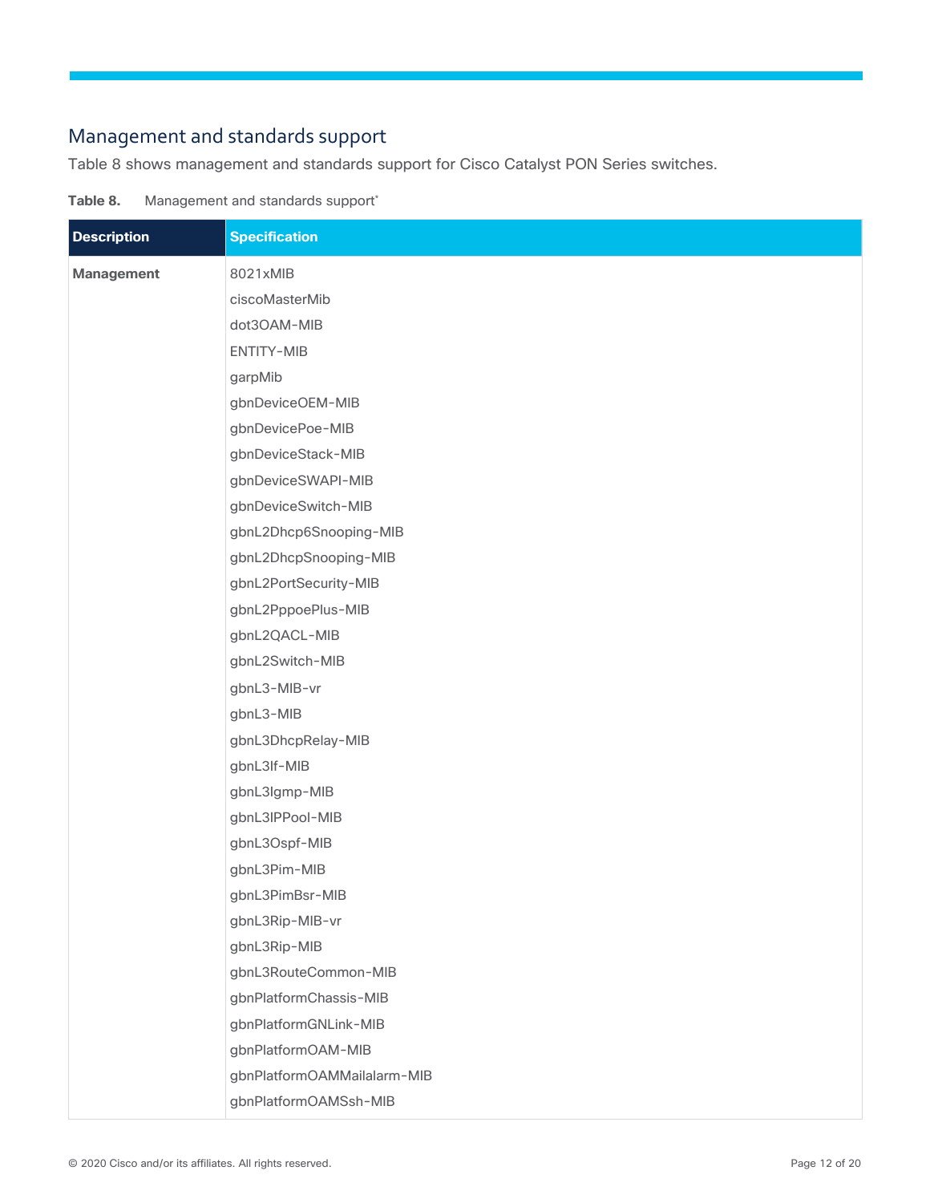## Management and standards support

Table 8 shows management and standards support for Cisco Catalyst PON Series switches.

**Table 8.** Management and standards support*

| Description | Specification |
| --- | --- |
| **Management** | 8021xMIB<br>ciscoMasterMib<br>dot3OAM-MIB<br>ENTITY-MIB<br>garpMib<br>gbnDeviceOEM-MIB<br>gbnDevicePoe-MIB<br>gbnDeviceStack-MIB<br>gbnDeviceSWAPI-MIB<br>gbnDeviceSwitch-MIB<br>gbnL2Dhcp6Snooping-MIB<br>gbnL2DhcpSnooping-MIB<br>gbnL2PortSecurity-MIB<br>gbnL2PppoePlus-MIB<br>gbnL2QACL-MIB<br>gbnL2Switch-MIB<br>gbnL3-MIB-vr<br>gbnL3-MIB<br>gbnL3DhcpRelay-MIB<br>gbnL3If-MIB<br>gbnL3Igmp-MIB<br>gbnL3IPPool-MIB<br>gbnL3Ospf-MIB<br>gbnL3Pim-MIB<br>gbnL3PimBsr-MIB<br>gbnL3Rip-MIB-vr<br>gbnL3Rip-MIB<br>gbnL3RouteCommon-MIB<br>gbnPlatformChassis-MIB<br>gbnPlatformGNLink-MIB<br>gbnPlatformOAM-MIB<br>gbnPlatformOAMMailalarm-MIB<br>gbnPlatformOAMSsh-MIB |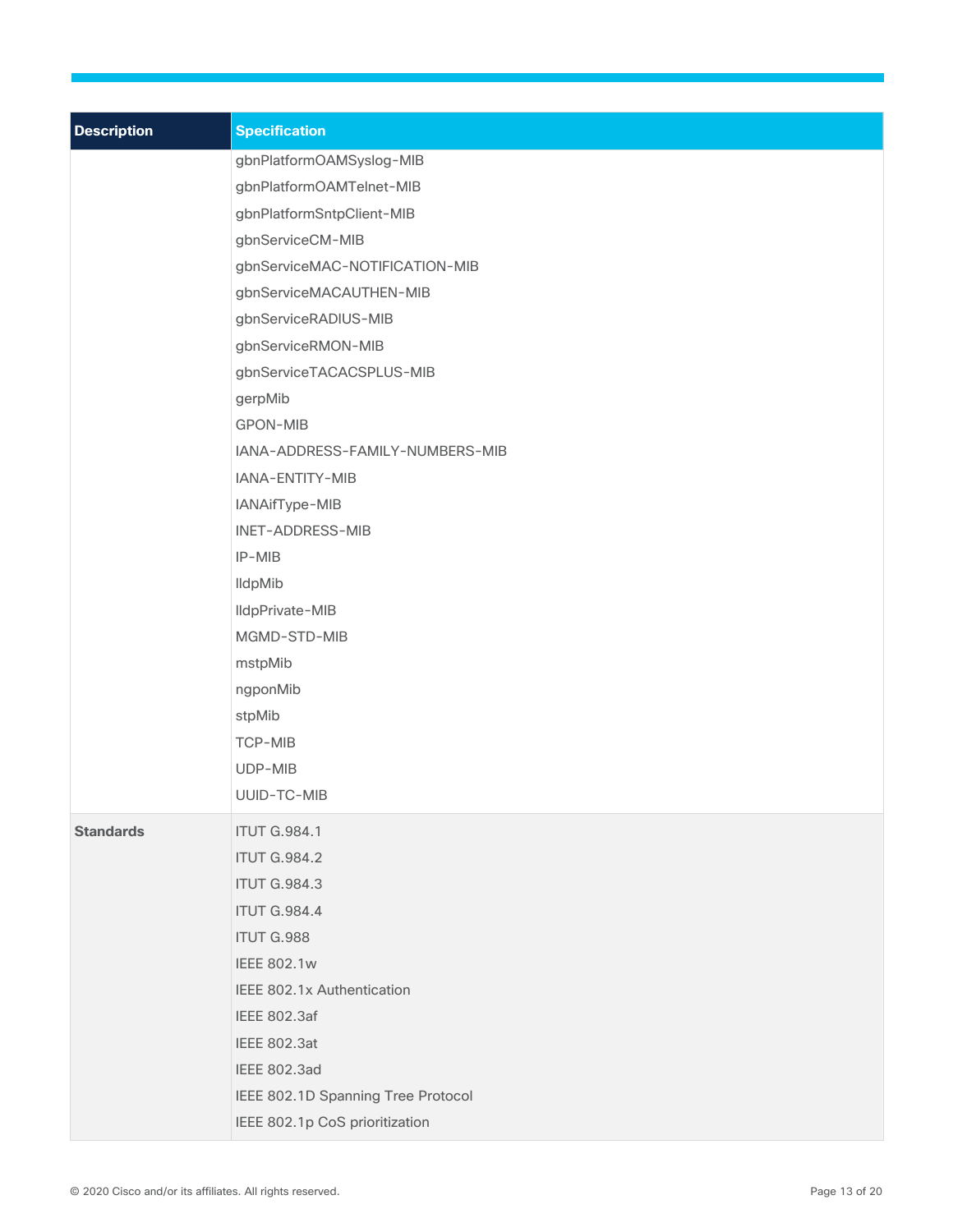| Description | Specification |
| --- | --- |
| | gbnPlatformOAMSyslog-MIB<br>gbnPlatformOAMTelnet-MIB<br>gbnPlatformSntpClient-MIB<br>gbnServiceCM-MIB<br>gbnServiceMAC-NOTIFICATION-MIB<br>gbnServiceMACAUTHEN-MIB<br>gbnServiceRADIUS-MIB<br>gbnServiceRMON-MIB<br>gbnServiceTACACSPLUS-MIB<br>gerpMib<br>GPON-MIB<br>IANA-ADDRESS-FAMILY-NUMBERS-MIB<br>IANA-ENTITY-MIB<br>IANAifType-MIB<br>INET-ADDRESS-MIB<br>IP-MIB<br>lldpMib<br>lldpPrivate-MIB<br>MGMD-STD-MIB<br>mstpMib<br>ngponMib<br>stpMib<br>TCP-MIB<br>UDP-MIB<br>UUID-TC-MIB |
| **Standards** | ITUT G.984.1<br>ITUT G.984.2<br>ITUT G.984.3<br>ITUT G.984.4<br>ITUT G.988<br>IEEE 802.1w<br>IEEE 802.1x Authentication<br>IEEE 802.3af<br>IEEE 802.3at<br>IEEE 802.3ad<br>IEEE 802.1D Spanning Tree Protocol<br>IEEE 802.1p CoS prioritization |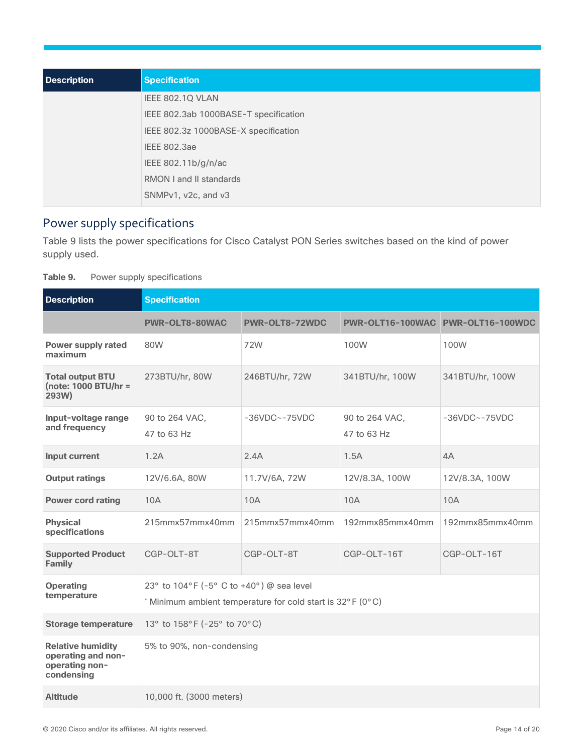| Description | Specification |
| --- | --- |
| | IEEE 802.1Q VLAN<br>IEEE 802.3ab 1000BASE-T specification<br>IEEE 802.3z 1000BASE-X specification<br>IEEE 802.3ae<br>IEEE 802.11b/g/n/ac<br>RMON I and II standards<br>SNMPv1, v2c, and v3 |

## Power supply specifications

Table 9 lists the power specifications for Cisco Catalyst PON Series switches based on the kind of power supply used.

**Table 9.** Power supply specifications

| Description | Specification | | | |
| --- | --- | --- | --- | --- |
| | **PWR-OLT8-80WAC** | **PWR-OLT8-72WDC** | **PWR-OLT16-100WAC** | **PWR-OLT16-100WDC** |
| **Power supply rated maximum** | 80W | 72W | 100W | 100W |
| **Total output BTU (note: 1000 BTU/hr = 293W)** | 273BTU/hr, 80W | 246BTU/hr, 72W | 341BTU/hr, 100W | 341BTU/hr, 100W |
| **Input-voltage range and frequency** | 90 to 264 VAC,<br>47 to 63 Hz | -36VDC~-75VDC | 90 to 264 VAC,<br>47 to 63 Hz | -36VDC~-75VDC |
| **Input current** | 1.2A | 2.4A | 1.5A | 4A |
| **Output ratings** | 12V/6.6A, 80W | 11.7V/6A, 72W | 12V/8.3A, 100W | 12V/8.3A, 100W |
| **Power cord rating** | 10A | 10A | 10A | 10A |
| **Physical specifications** | 215mmx57mmx40mm | 215mmx57mmx40mm | 192mmx85mmx40mm | 192mmx85mmx40mm |
| **Supported Product Family** | CGP-OLT-8T | CGP-OLT-8T | CGP-OLT-16T | CGP-OLT-16T |
| **Operating temperature** | 23° to 104°F (-5° C to +40°) @ sea level<br>* Minimum ambient temperature for cold start is 32°F (0°C) | | | |
| **Storage temperature** | 13° to 158°F (-25° to 70°C) | | | |
| **Relative humidity operating and non-operating non-condensing** | 5% to 90%, non-condensing | | | |
| **Altitude** | 10,000 ft. (3000 meters) | | | |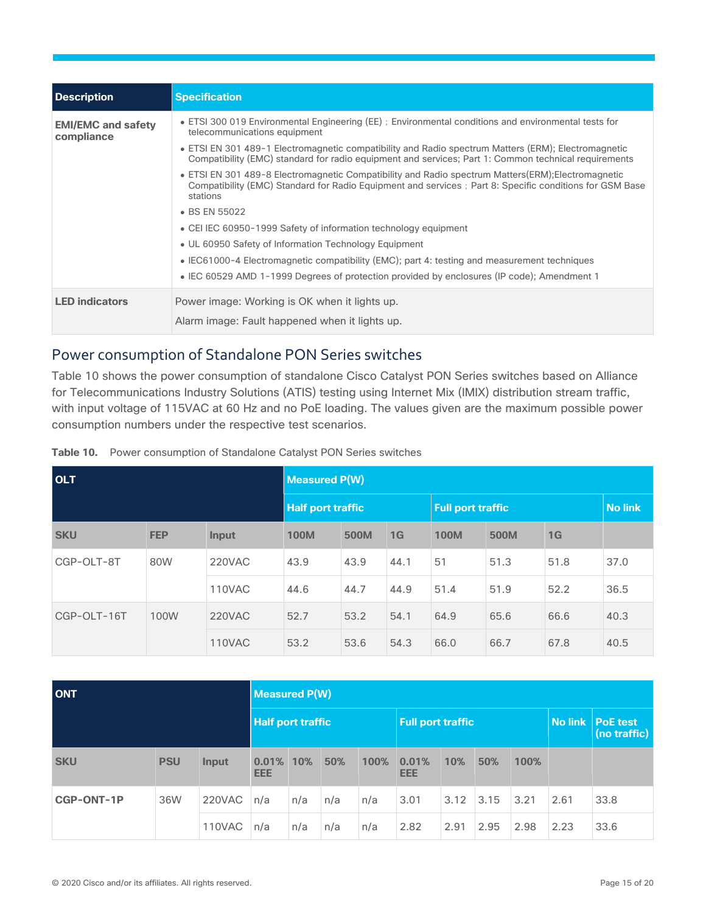| Description | Specification |
| --- | --- |
| EMI/EMC and safety compliance | • ETSI 300 019 Environmental Engineering (EE)；Environmental conditions and environmental tests for telecommunications equipment<br>• ETSI EN 301 489-1 Electromagnetic compatibility and Radio spectrum Matters (ERM); Electromagnetic Compatibility (EMC) standard for radio equipment and services; Part 1: Common technical requirements<br>• ETSI EN 301 489-8 Electromagnetic Compatibility and Radio spectrum Matters(ERM);Electromagnetic Compatibility (EMC) Standard for Radio Equipment and services；Part 8: Specific conditions for GSM Base stations<br>• BS EN 55022<br>• CEI IEC 60950-1999 Safety of information technology equipment<br>• UL 60950 Safety of Information Technology Equipment<br>• IEC61000-4 Electromagnetic compatibility (EMC); part 4: testing and measurement techniques<br>• IEC 60529 AMD 1-1999 Degrees of protection provided by enclosures (IP code); Amendment 1 |
| LED indicators | Power image: Working is OK when it lights up.<br>Alarm image: Fault happened when it lights up. |

## Power consumption of Standalone PON Series switches

Table 10 shows the power consumption of standalone Cisco Catalyst PON Series switches based on Alliance for Telecommunications Industry Solutions (ATIS) testing using Internet Mix (IMIX) distribution stream traffic, with input voltage of 115VAC at 60 Hz and no PoE loading. The values given are the maximum possible power consumption numbers under the respective test scenarios.

**Table 10.** Power consumption of Standalone Catalyst PON Series switches

| OLT | | | Measured P(W) | | | | | | |
| --- | --- | --- | --- | --- | --- | --- | --- | --- | --- |
| | | | Half port traffic | | | Full port traffic | | | No link |
| SKU | FEP | Input | 100M | 500M | 1G | 100M | 500M | 1G | |
| CGP-OLT-8T | 80W | 220VAC | 43.9 | 43.9 | 44.1 | 51 | 51.3 | 51.8 | 37.0 |
| | | 110VAC | 44.6 | 44.7 | 44.9 | 51.4 | 51.9 | 52.2 | 36.5 |
| CGP-OLT-16T | 100W | 220VAC | 52.7 | 53.2 | 54.1 | 64.9 | 65.6 | 66.6 | 40.3 |
| | | 110VAC | 53.2 | 53.6 | 54.3 | 66.0 | 66.7 | 67.8 | 40.5 |

| ONT | | | Measured P(W) | | | | | | | | | |
| --- | --- | --- | --- | --- | --- | --- | --- | --- | --- | --- | --- | --- |
| | | | Half port traffic | | | | Full port traffic | | | | No link | PoE test (no traffic) |
| SKU | PSU | Input | 0.01% EEE | 10% | 50% | 100% | 0.01% EEE | 10% | 50% | 100% | | |
| **CGP-ONT-1P** | 36W | 220VAC | n/a | n/a | n/a | n/a | 3.01 | 3.12 | 3.15 | 3.21 | 2.61 | 33.8 |
| | | 110VAC | n/a | n/a | n/a | n/a | 2.82 | 2.91 | 2.95 | 2.98 | 2.23 | 33.6 |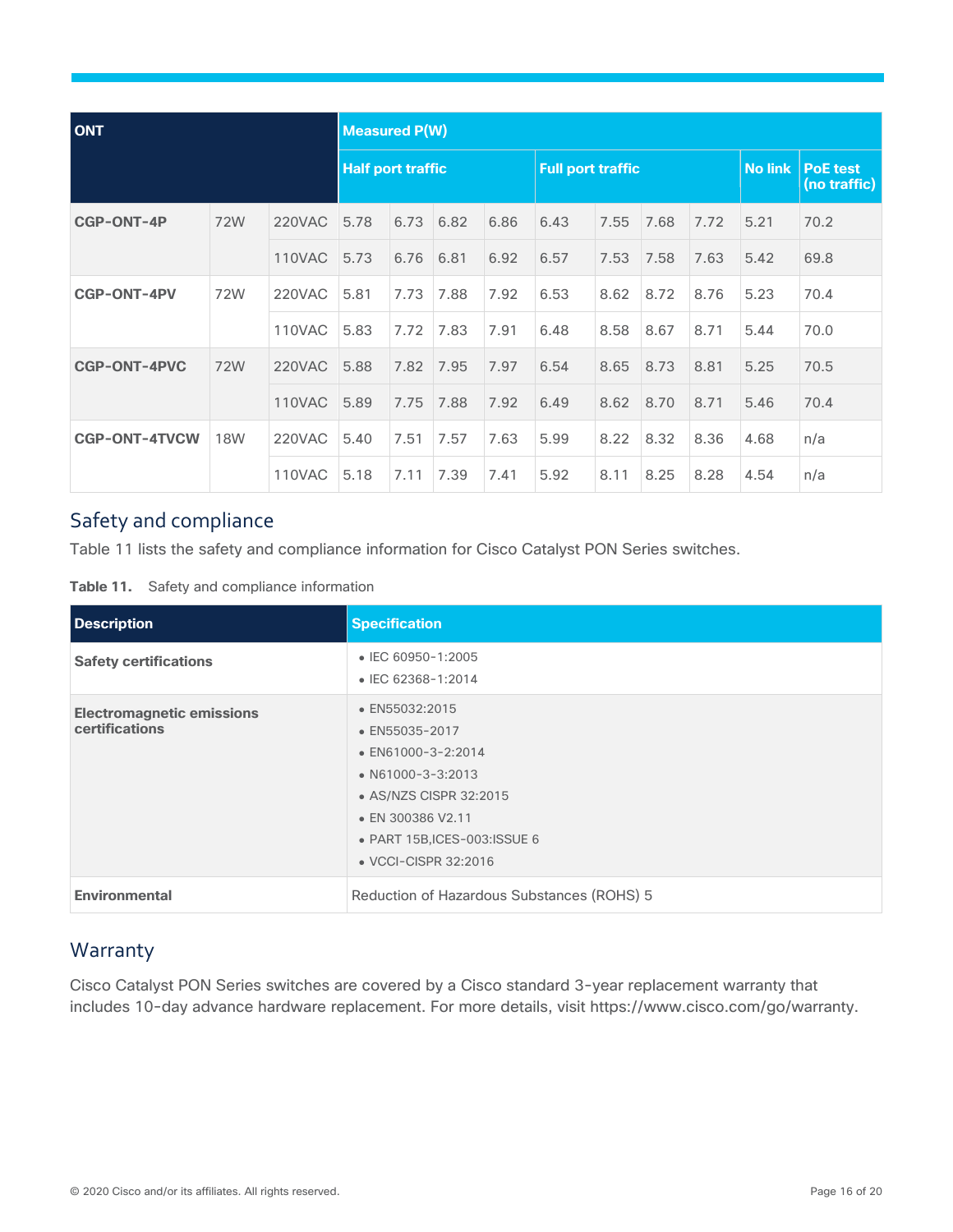| ONT | | | Measured P(W) | | | | | | | | | |
|---|---|---|---|---|---|---|---|---|---|---|---|---|
| | | | Half port traffic | | | | Full port traffic | | | | No link | PoE test (no traffic) |
| CGP-ONT-4P | 72W | 220VAC | 5.78 | 6.73 | 6.82 | 6.86 | 6.43 | 7.55 | 7.68 | 7.72 | 5.21 | 70.2 |
| | | 110VAC | 5.73 | 6.76 | 6.81 | 6.92 | 6.57 | 7.53 | 7.58 | 7.63 | 5.42 | 69.8 |
| CGP-ONT-4PV | 72W | 220VAC | 5.81 | 7.73 | 7.88 | 7.92 | 6.53 | 8.62 | 8.72 | 8.76 | 5.23 | 70.4 |
| | | 110VAC | 5.83 | 7.72 | 7.83 | 7.91 | 6.48 | 8.58 | 8.67 | 8.71 | 5.44 | 70.0 |
| CGP-ONT-4PVC | 72W | 220VAC | 5.88 | 7.82 | 7.95 | 7.97 | 6.54 | 8.65 | 8.73 | 8.81 | 5.25 | 70.5 |
| | | 110VAC | 5.89 | 7.75 | 7.88 | 7.92 | 6.49 | 8.62 | 8.70 | 8.71 | 5.46 | 70.4 |
| CGP-ONT-4TVCW | 18W | 220VAC | 5.40 | 7.51 | 7.57 | 7.63 | 5.99 | 8.22 | 8.32 | 8.36 | 4.68 | n/a |
| | | 110VAC | 5.18 | 7.11 | 7.39 | 7.41 | 5.92 | 8.11 | 8.25 | 8.28 | 4.54 | n/a |

## Safety and compliance

Table 11 lists the safety and compliance information for Cisco Catalyst PON Series switches.

**Table 11.** Safety and compliance information

| Description | Specification |
|---|---|
| **Safety certifications** | • IEC 60950-1:2005<br>• IEC 62368-1:2014 |
| **Electromagnetic emissions certifications** | • EN55032:2015<br>• EN55035-2017<br>• EN61000-3-2:2014<br>• N61000-3-3:2013<br>• AS/NZS CISPR 32:2015<br>• EN 300386 V2.11<br>• PART 15B,ICES-003:ISSUE 6<br>• VCCI-CISPR 32:2016 |
| **Environmental** | Reduction of Hazardous Substances (ROHS) 5 |

## Warranty

Cisco Catalyst PON Series switches are covered by a Cisco standard 3-year replacement warranty that includes 10-day advance hardware replacement. For more details, visit https://www.cisco.com/go/warranty.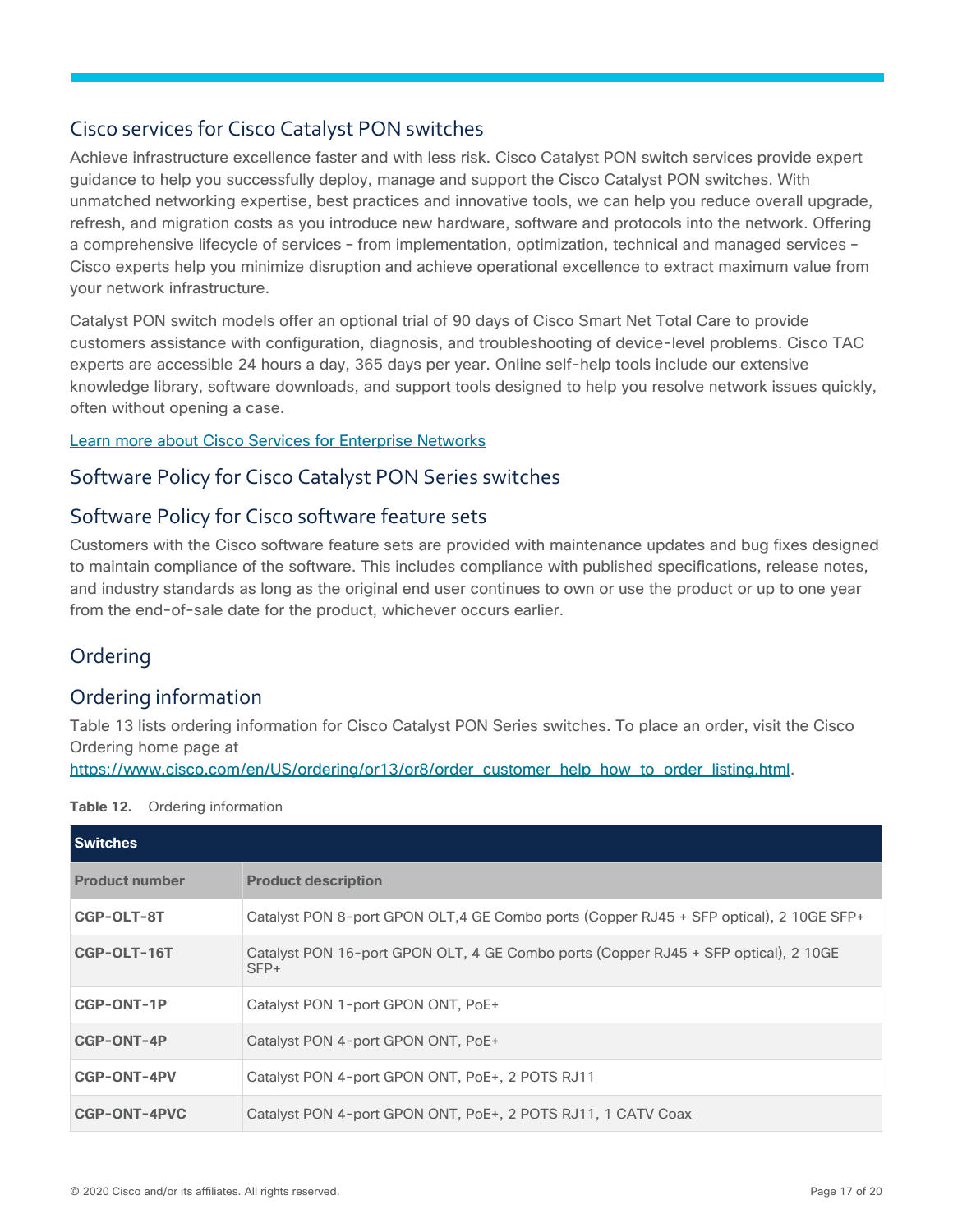## Cisco services for Cisco Catalyst PON switches

Achieve infrastructure excellence faster and with less risk. Cisco Catalyst PON switch services provide expert guidance to help you successfully deploy, manage and support the Cisco Catalyst PON switches. With unmatched networking expertise, best practices and innovative tools, we can help you reduce overall upgrade, refresh, and migration costs as you introduce new hardware, software and protocols into the network. Offering a comprehensive lifecycle of services – from implementation, optimization, technical and managed services – Cisco experts help you minimize disruption and achieve operational excellence to extract maximum value from your network infrastructure.

Catalyst PON switch models offer an optional trial of 90 days of Cisco Smart Net Total Care to provide customers assistance with configuration, diagnosis, and troubleshooting of device-level problems. Cisco TAC experts are accessible 24 hours a day, 365 days per year. Online self-help tools include our extensive knowledge library, software downloads, and support tools designed to help you resolve network issues quickly, often without opening a case.

[Learn more about Cisco Services for Enterprise Networks]

## Software Policy for Cisco Catalyst PON Series switches

## Software Policy for Cisco software feature sets

Customers with the Cisco software feature sets are provided with maintenance updates and bug fixes designed to maintain compliance of the software. This includes compliance with published specifications, release notes, and industry standards as long as the original end user continues to own or use the product or up to one year from the end-of-sale date for the product, whichever occurs earlier.

## Ordering

## Ordering information

Table 13 lists ordering information for Cisco Catalyst PON Series switches. To place an order, visit the Cisco Ordering home page at https://www.cisco.com/en/US/ordering/or13/or8/order_customer_help_how_to_order_listing.html.

**Table 12.** Ordering information

| **Switches** | |
|---|---|
| **Product number** | **Product description** |
| **CGP-OLT-8T** | Catalyst PON 8-port GPON OLT,4 GE Combo ports (Copper RJ45 + SFP optical), 2 10GE SFP+ |
| **CGP-OLT-16T** | Catalyst PON 16-port GPON OLT, 4 GE Combo ports (Copper RJ45 + SFP optical), 2 10GE SFP+ |
| **CGP-ONT-1P** | Catalyst PON 1-port GPON ONT, PoE+ |
| **CGP-ONT-4P** | Catalyst PON 4-port GPON ONT, PoE+ |
| **CGP-ONT-4PV** | Catalyst PON 4-port GPON ONT, PoE+, 2 POTS RJ11 |
| **CGP-ONT-4PVC** | Catalyst PON 4-port GPON ONT, PoE+, 2 POTS RJ11, 1 CATV Coax |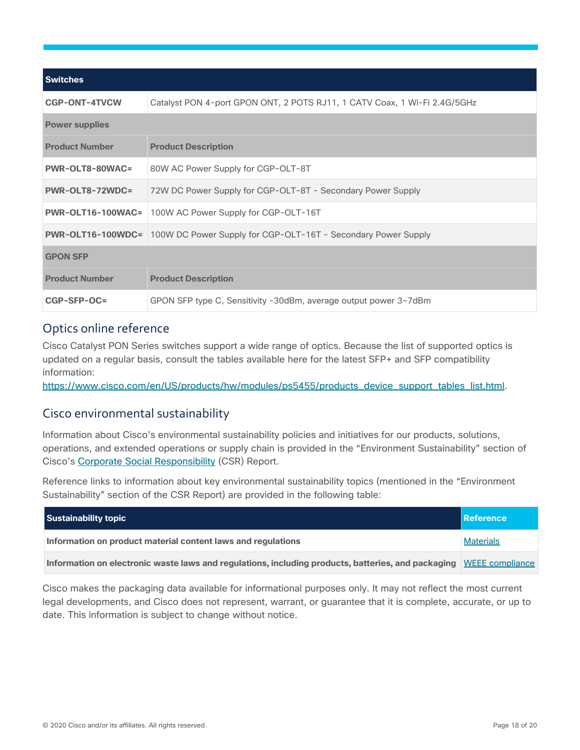| Switches | |
|---|---|
| **CGP-ONT-4TVCW** | Catalyst PON 4-port GPON ONT, 2 POTS RJ11, 1 CATV Coax, 1 Wi-Fi 2.4G/5GHz |
| **Power supplies** | |
| **Product Number** | **Product Description** |
| **PWR-OLT8-80WAC=** | 80W AC Power Supply for CGP-OLT-8T |
| **PWR-OLT8-72WDC=** | 72W DC Power Supply for CGP-OLT-8T - Secondary Power Supply |
| **PWR-OLT16-100WAC=** | 100W AC Power Supply for CGP-OLT-16T |
| **PWR-OLT16-100WDC=** | 100W DC Power Supply for CGP-OLT-16T - Secondary Power Supply |
| **GPON SFP** | |
| **Product Number** | **Product Description** |
| **CGP-SFP-OC=** | GPON SFP type C, Sensitivity -30dBm, average output power 3~7dBm |

## Optics online reference

Cisco Catalyst PON Series switches support a wide range of optics. Because the list of supported optics is updated on a regular basis, consult the tables available here for the latest SFP+ and SFP compatibility information:
https://www.cisco.com/en/US/products/hw/modules/ps5455/products_device_support_tables_list.html.

## Cisco environmental sustainability

Information about Cisco's environmental sustainability policies and initiatives for our products, solutions, operations, and extended operations or supply chain is provided in the "Environment Sustainability" section of Cisco's Corporate Social Responsibility (CSR) Report.

Reference links to information about key environmental sustainability topics (mentioned in the "Environment Sustainability" section of the CSR Report) are provided in the following table:

| Sustainability topic | Reference |
|---|---|
| **Information on product material content laws and regulations** | Materials |
| **Information on electronic waste laws and regulations, including products, batteries, and packaging** | WEEE compliance |

Cisco makes the packaging data available for informational purposes only. It may not reflect the most current legal developments, and Cisco does not represent, warrant, or guarantee that it is complete, accurate, or up to date. This information is subject to change without notice.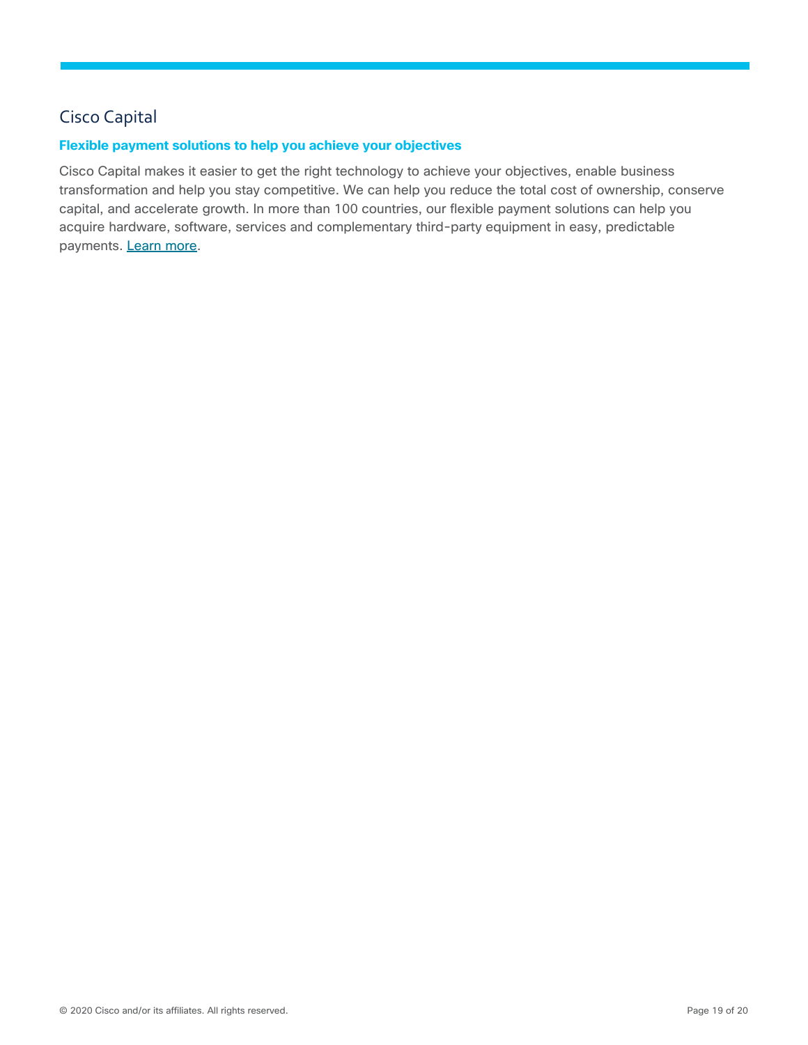## Cisco Capital

### Flexible payment solutions to help you achieve your objectives

Cisco Capital makes it easier to get the right technology to achieve your objectives, enable business transformation and help you stay competitive. We can help you reduce the total cost of ownership, conserve capital, and accelerate growth. In more than 100 countries, our flexible payment solutions can help you acquire hardware, software, services and complementary third-party equipment in easy, predictable payments. Learn more.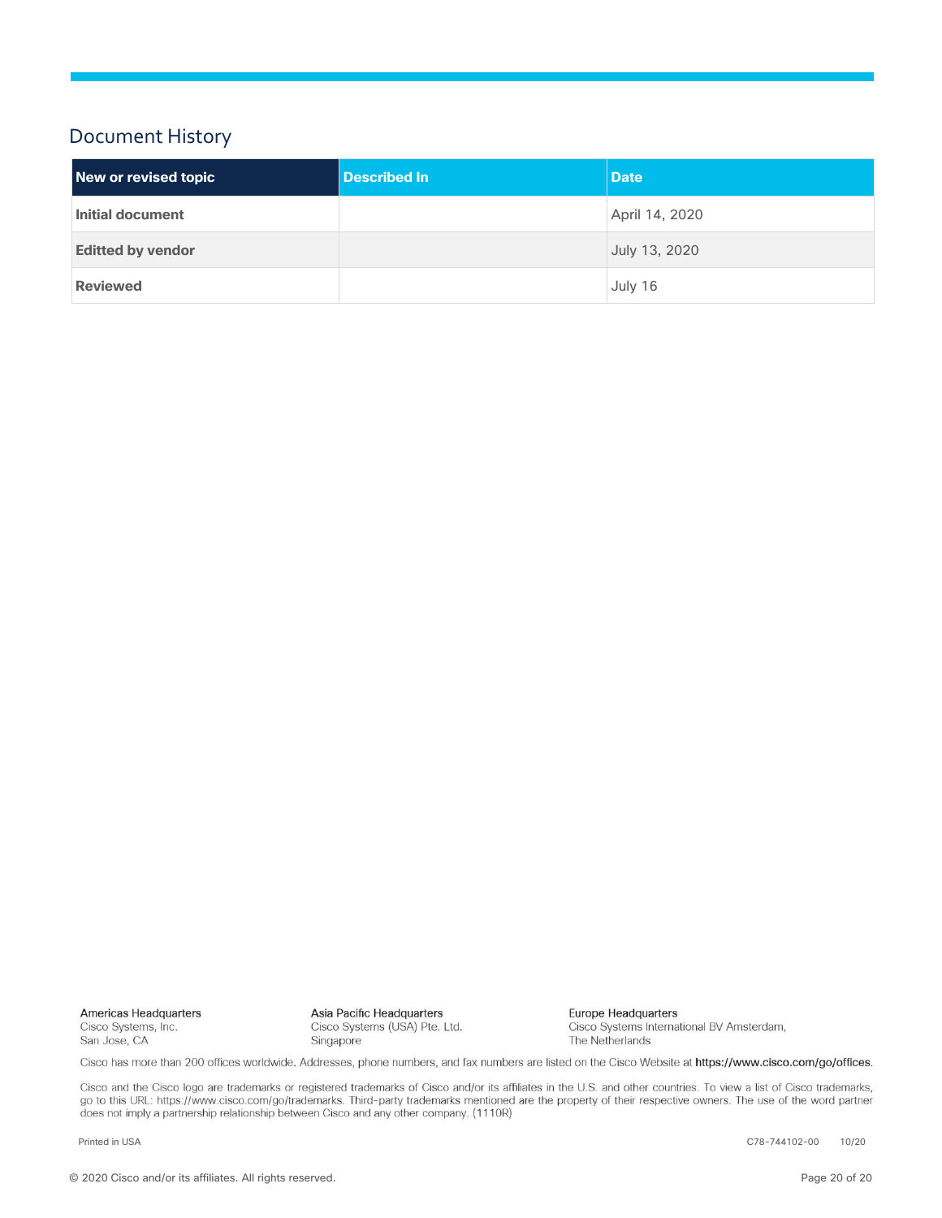## Document History

| New or revised topic | Described In | Date |
| --- | --- | --- |
| **Initial document** | | April 14, 2020 |
| **Editted by vendor** | | July 13, 2020 |
| **Reviewed** | | July 16 |

Americas Headquarters
Cisco Systems, Inc.
San Jose, CA

Asia Pacific Headquarters
Cisco Systems (USA) Pte. Ltd.
Singapore

Europe Headquarters
Cisco Systems International BV Amsterdam,
The Netherlands

Cisco has more than 200 offices worldwide. Addresses, phone numbers, and fax numbers are listed on the Cisco Website at **https://www.cisco.com/go/offices**.

Cisco and the Cisco logo are trademarks or registered trademarks of Cisco and/or its affiliates in the U.S. and other countries. To view a list of Cisco trademarks, go to this URL: https://www.cisco.com/go/trademarks. Third-party trademarks mentioned are the property of their respective owners. The use of the word partner does not imply a partnership relationship between Cisco and any other company. (1110R)

Printed in USA C78-744102-00 10/20

© 2020 Cisco and/or its affiliates. All rights reserved.